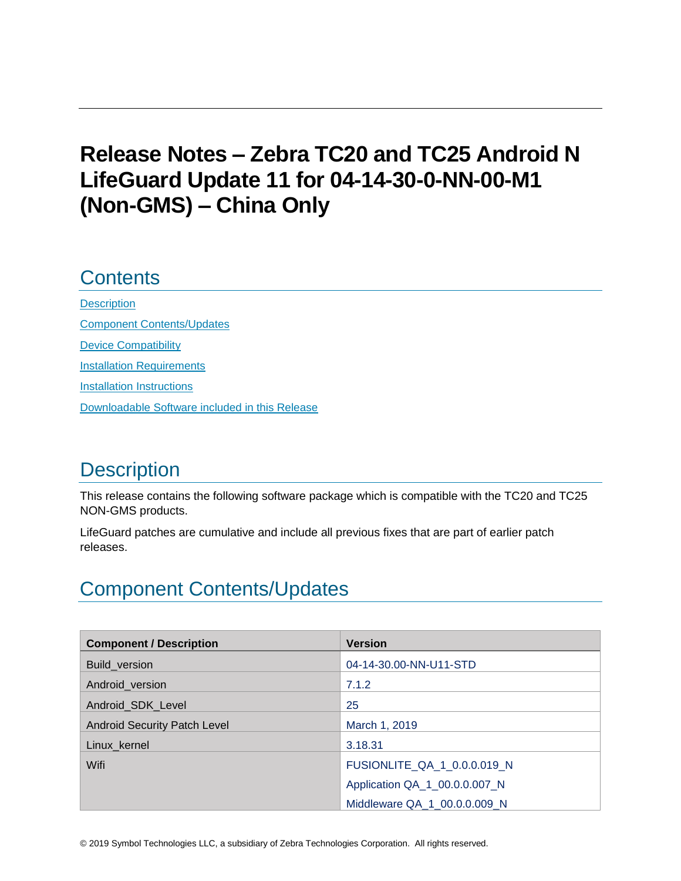# Release Notes – Zebra TC20 and TC25 Android N LifeGuard Update 11 for 04-14-30-0-NN-00-M1 (Non-GMS) – China Only

## Contents

[Description](#description)

[Component Contents/Updates](#component-contentsupdates)

[Device Compatibility](#device-compatibility)

[Installation Requirements](#installation-requirements)

[Installation Instructions](#installation-instructions)

[Downloadable Software included in this Release](#downloadable-software-included-in-this-release)

## Description

This release contains the following software package which is compatible with the TC20 and TC25 NON-GMS products.

LifeGuard patches are cumulative and include all previous fixes that are part of earlier patch releases.

## Component Contents/Updates

| Component / Description | Version |
| --- | --- |
| Build_version | 04-14-30.00-NN-U11-STD |
| Android_version | 7.1.2 |
| Android_SDK_Level | 25 |
| Android Security Patch Level | March 1, 2019 |
| Linux_kernel | 3.18.31 |
| Wifi | FUSIONLITE_QA_1_0.0.0.019_N<br>Application QA_1_00.0.0.007_N<br>Middleware QA_1_00.0.0.009_N |

© 2019 Symbol Technologies LLC, a subsidiary of Zebra Technologies Corporation. All rights reserved.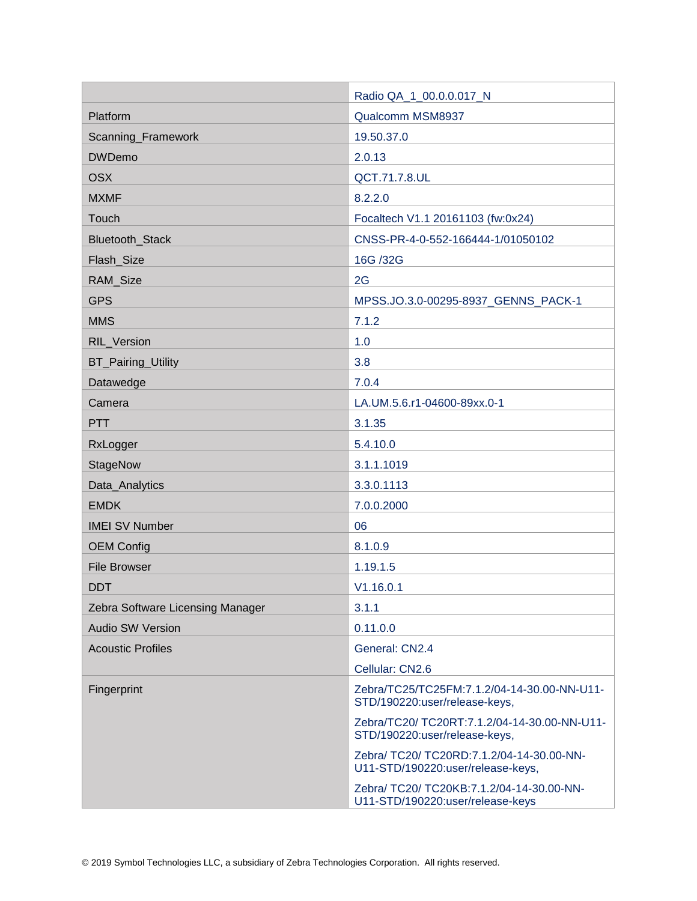| | |
|---|---|
| | Radio QA_1_00.0.0.017_N |
| Platform | Qualcomm MSM8937 |
| Scanning_Framework | 19.50.37.0 |
| DWDemo | 2.0.13 |
| OSX | QCT.71.7.8.UL |
| MXMF | 8.2.2.0 |
| Touch | Focaltech V1.1 20161103 (fw:0x24) |
| Bluetooth_Stack | CNSS-PR-4-0-552-166444-1/01050102 |
| Flash_Size | 16G /32G |
| RAM_Size | 2G |
| GPS | MPSS.JO.3.0-00295-8937_GENNS_PACK-1 |
| MMS | 7.1.2 |
| RIL_Version | 1.0 |
| BT_Pairing_Utility | 3.8 |
| Datawedge | 7.0.4 |
| Camera | LA.UM.5.6.r1-04600-89xx.0-1 |
| PTT | 3.1.35 |
| RxLogger | 5.4.10.0 |
| StageNow | 3.1.1.1019 |
| Data_Analytics | 3.3.0.1113 |
| EMDK | 7.0.0.2000 |
| IMEI SV Number | 06 |
| OEM Config | 8.1.0.9 |
| File Browser | 1.19.1.5 |
| DDT | V1.16.0.1 |
| Zebra Software Licensing Manager | 3.1.1 |
| Audio SW Version | 0.11.0.0 |
| Acoustic Profiles | General: CN2.4<br>Cellular: CN2.6 |
| Fingerprint | Zebra/TC25/TC25FM:7.1.2/04-14-30.00-NN-U11-STD/190220:user/release-keys,<br>Zebra/TC20/ TC20RT:7.1.2/04-14-30.00-NN-U11-STD/190220:user/release-keys,<br>Zebra/ TC20/ TC20RD:7.1.2/04-14-30.00-NN-U11-STD/190220:user/release-keys,<br>Zebra/ TC20/ TC20KB:7.1.2/04-14-30.00-NN-U11-STD/190220:user/release-keys |

© 2019 Symbol Technologies LLC, a subsidiary of Zebra Technologies Corporation. All rights reserved.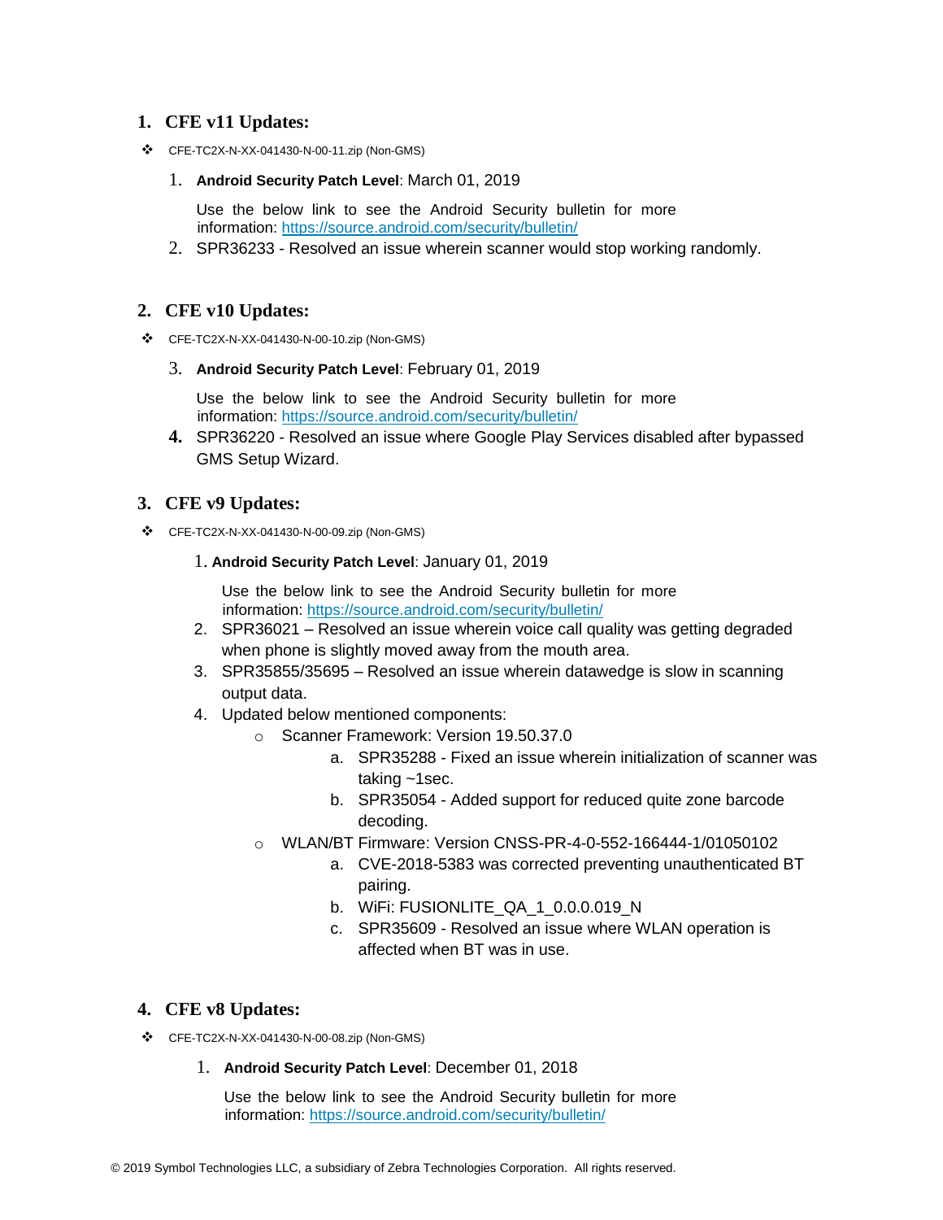## 1. CFE v11 Updates:

- CFE-TC2X-N-XX-041430-N-00-11.zip (Non-GMS)

  1. **Android Security Patch Level**: March 01, 2019

     Use the below link to see the Android Security bulletin for more information: https://source.android.com/security/bulletin/

  2. SPR36233 - Resolved an issue wherein scanner would stop working randomly.

## 2. CFE v10 Updates:

- CFE-TC2X-N-XX-041430-N-00-10.zip (Non-GMS)

  3. **Android Security Patch Level**: February 01, 2019

     Use the below link to see the Android Security bulletin for more information: https://source.android.com/security/bulletin/

  4. SPR36220 - Resolved an issue where Google Play Services disabled after bypassed GMS Setup Wizard.

## 3. CFE v9 Updates:

- CFE-TC2X-N-XX-041430-N-00-09.zip (Non-GMS)

  1. **Android Security Patch Level**: January 01, 2019

     Use the below link to see the Android Security bulletin for more information: https://source.android.com/security/bulletin/

  2. SPR36021 – Resolved an issue wherein voice call quality was getting degraded when phone is slightly moved away from the mouth area.
  3. SPR35855/35695 – Resolved an issue wherein datawedge is slow in scanning output data.
  4. Updated below mentioned components:
     - Scanner Framework: Version 19.50.37.0
       a. SPR35288 - Fixed an issue wherein initialization of scanner was taking ~1sec.
       b. SPR35054 - Added support for reduced quite zone barcode decoding.
     - WLAN/BT Firmware: Version CNSS-PR-4-0-552-166444-1/01050102
       a. CVE-2018-5383 was corrected preventing unauthenticated BT pairing.
       b. WiFi: FUSIONLITE_QA_1_0.0.0.019_N
       c. SPR35609 - Resolved an issue where WLAN operation is affected when BT was in use.

## 4. CFE v8 Updates:

- CFE-TC2X-N-XX-041430-N-00-08.zip (Non-GMS)

  1. **Android Security Patch Level**: December 01, 2018

     Use the below link to see the Android Security bulletin for more information: https://source.android.com/security/bulletin/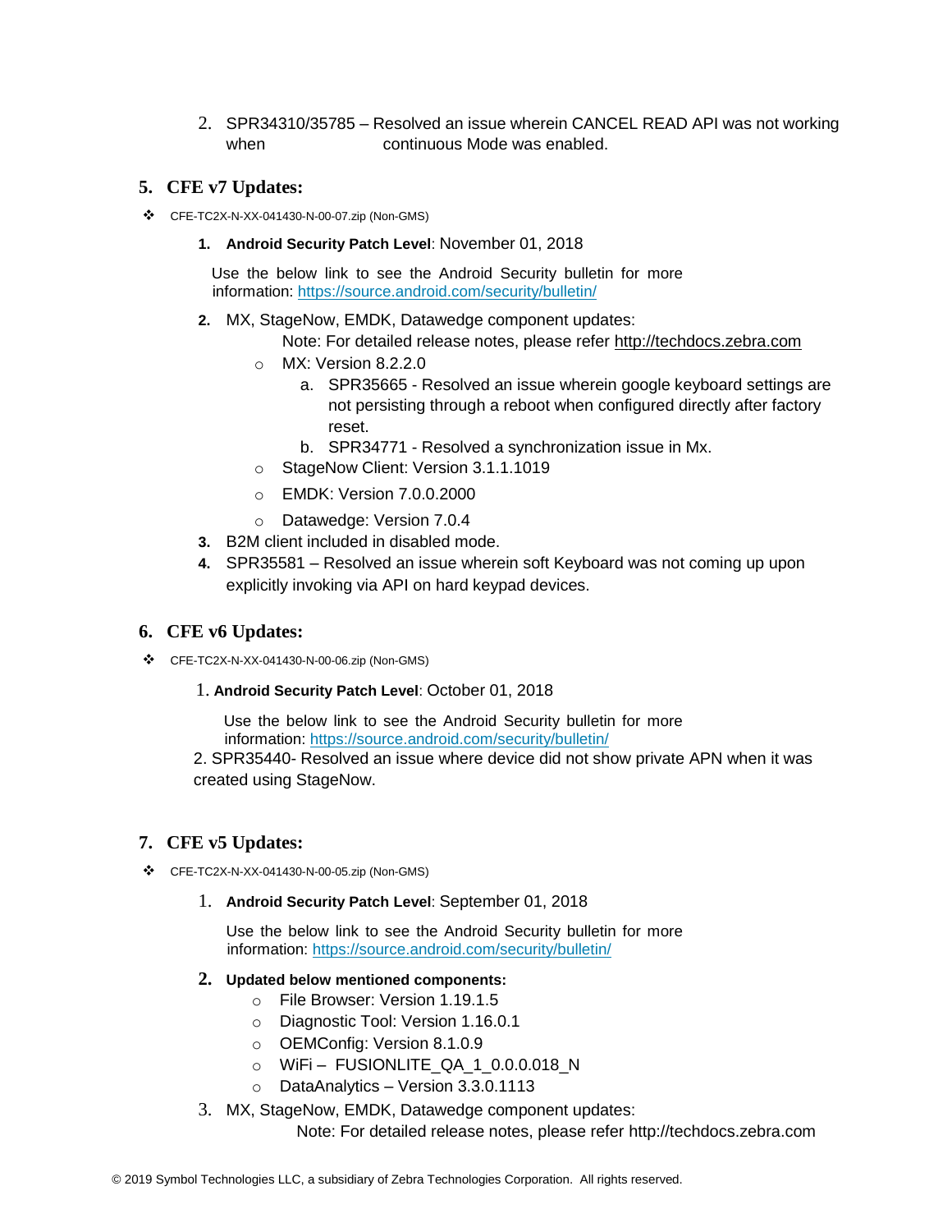2. SPR34310/35785 – Resolved an issue wherein CANCEL READ API was not working when continuous Mode was enabled.

## 5. CFE v7 Updates:

- CFE-TC2X-N-XX-041430-N-00-07.zip (Non-GMS)

  1. **Android Security Patch Level**: November 01, 2018

     Use the below link to see the Android Security bulletin for more information: https://source.android.com/security/bulletin/

  2. MX, StageNow, EMDK, Datawedge component updates:

     Note: For detailed release notes, please refer http://techdocs.zebra.com

     - MX: Version 8.2.2.0
       a. SPR35665 - Resolved an issue wherein google keyboard settings are not persisting through a reboot when configured directly after factory reset.
       b. SPR34771 - Resolved a synchronization issue in Mx.
     - StageNow Client: Version 3.1.1.1019
     - EMDK: Version 7.0.0.2000
     - Datawedge: Version 7.0.4

  3. B2M client included in disabled mode.
  4. SPR35581 – Resolved an issue wherein soft Keyboard was not coming up upon explicitly invoking via API on hard keypad devices.

## 6. CFE v6 Updates:

- CFE-TC2X-N-XX-041430-N-00-06.zip (Non-GMS)

  1. **Android Security Patch Level**: October 01, 2018

     Use the below link to see the Android Security bulletin for more information: https://source.android.com/security/bulletin/

  2. SPR35440- Resolved an issue where device did not show private APN when it was created using StageNow.

## 7. CFE v5 Updates:

- CFE-TC2X-N-XX-041430-N-00-05.zip (Non-GMS)

  1. **Android Security Patch Level**: September 01, 2018

     Use the below link to see the Android Security bulletin for more information: https://source.android.com/security/bulletin/

  2. **Updated below mentioned components:**
     - File Browser: Version 1.19.1.5
     - Diagnostic Tool: Version 1.16.0.1
     - OEMConfig: Version 8.1.0.9
     - WiFi – FUSIONLITE_QA_1_0.0.0.018_N
     - DataAnalytics – Version 3.3.0.1113

  3. MX, StageNow, EMDK, Datawedge component updates:

     Note: For detailed release notes, please refer http://techdocs.zebra.com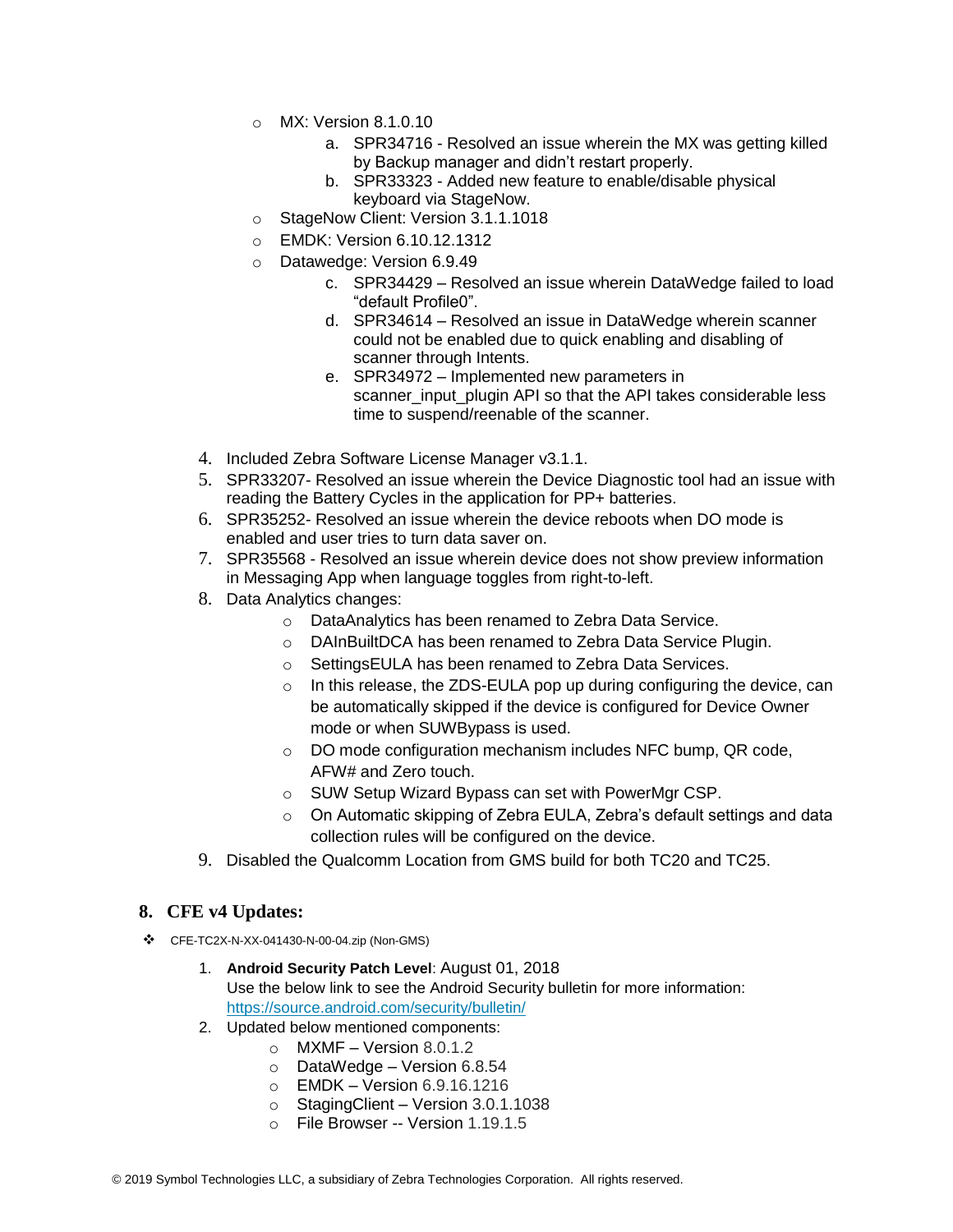- MX: Version 8.1.0.10
    a. SPR34716 - Resolved an issue wherein the MX was getting killed by Backup manager and didn't restart properly.
    b. SPR33323 - Added new feature to enable/disable physical keyboard via StageNow.
- StageNow Client: Version 3.1.1.1018
- EMDK: Version 6.10.12.1312
- Datawedge: Version 6.9.49
    c. SPR34429 – Resolved an issue wherein DataWedge failed to load "default Profile0".
    d. SPR34614 – Resolved an issue in DataWedge wherein scanner could not be enabled due to quick enabling and disabling of scanner through Intents.
    e. SPR34972 – Implemented new parameters in scanner_input_plugin API so that the API takes considerable less time to suspend/reenable of the scanner.

4. Included Zebra Software License Manager v3.1.1.
5. SPR33207- Resolved an issue wherein the Device Diagnostic tool had an issue with reading the Battery Cycles in the application for PP+ batteries.
6. SPR35252- Resolved an issue wherein the device reboots when DO mode is enabled and user tries to turn data saver on.
7. SPR35568 - Resolved an issue wherein device does not show preview information in Messaging App when language toggles from right-to-left.
8. Data Analytics changes:
    - DataAnalytics has been renamed to Zebra Data Service.
    - DAInBuiltDCA has been renamed to Zebra Data Service Plugin.
    - SettingsEULA has been renamed to Zebra Data Services.
    - In this release, the ZDS-EULA pop up during configuring the device, can be automatically skipped if the device is configured for Device Owner mode or when SUWBypass is used.
    - DO mode configuration mechanism includes NFC bump, QR code, AFW# and Zero touch.
    - SUW Setup Wizard Bypass can set with PowerMgr CSP.
    - On Automatic skipping of Zebra EULA, Zebra's default settings and data collection rules will be configured on the device.
9. Disabled the Qualcomm Location from GMS build for both TC20 and TC25.

## 8. CFE v4 Updates:

- CFE-TC2X-N-XX-041430-N-00-04.zip (Non-GMS)

1. **Android Security Patch Level**: August 01, 2018
   Use the below link to see the Android Security bulletin for more information: [https://source.android.com/security/bulletin/](https://source.android.com/security/bulletin/)
2. Updated below mentioned components:
    - MXMF – Version 8.0.1.2
    - DataWedge – Version 6.8.54
    - EMDK – Version 6.9.16.1216
    - StagingClient – Version 3.0.1.1038
    - File Browser -- Version 1.19.1.5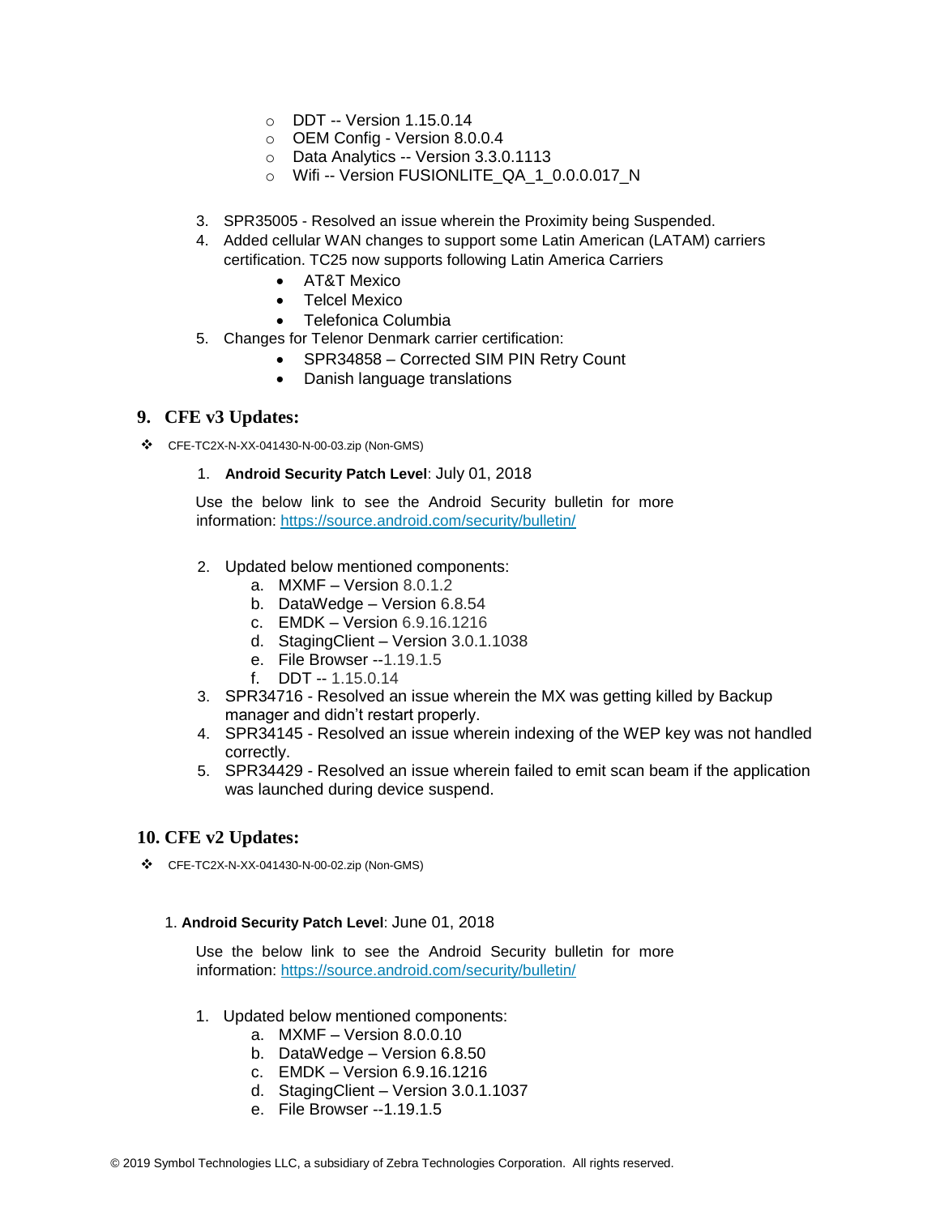- DDT -- Version 1.15.0.14
- OEM Config - Version 8.0.0.4
- Data Analytics -- Version 3.3.0.1113
- Wifi -- Version FUSIONLITE_QA_1_0.0.0.017_N

3. SPR35005 - Resolved an issue wherein the Proximity being Suspended.
4. Added cellular WAN changes to support some Latin American (LATAM) carriers certification. TC25 now supports following Latin America Carriers
   - AT&T Mexico
   - Telcel Mexico
   - Telefonica Columbia
5. Changes for Telenor Denmark carrier certification:
   - SPR34858 – Corrected SIM PIN Retry Count
   - Danish language translations

## 9. CFE v3 Updates:

- CFE-TC2X-N-XX-041430-N-00-03.zip (Non-GMS)

1. **Android Security Patch Level**: July 01, 2018

   Use the below link to see the Android Security bulletin for more information: https://source.android.com/security/bulletin/

2. Updated below mentioned components:
   a. MXMF – Version 8.0.1.2
   b. DataWedge – Version 6.8.54
   c. EMDK – Version 6.9.16.1216
   d. StagingClient – Version 3.0.1.1038
   e. File Browser --1.19.1.5
   f. DDT -- 1.15.0.14
3. SPR34716 - Resolved an issue wherein the MX was getting killed by Backup manager and didn't restart properly.
4. SPR34145 - Resolved an issue wherein indexing of the WEP key was not handled correctly.
5. SPR34429 - Resolved an issue wherein failed to emit scan beam if the application was launched during device suspend.

## 10. CFE v2 Updates:

- CFE-TC2X-N-XX-041430-N-00-02.zip (Non-GMS)

1. **Android Security Patch Level**: June 01, 2018

   Use the below link to see the Android Security bulletin for more information: https://source.android.com/security/bulletin/

1. Updated below mentioned components:
   a. MXMF – Version 8.0.0.10
   b. DataWedge – Version 6.8.50
   c. EMDK – Version 6.9.16.1216
   d. StagingClient – Version 3.0.1.1037
   e. File Browser --1.19.1.5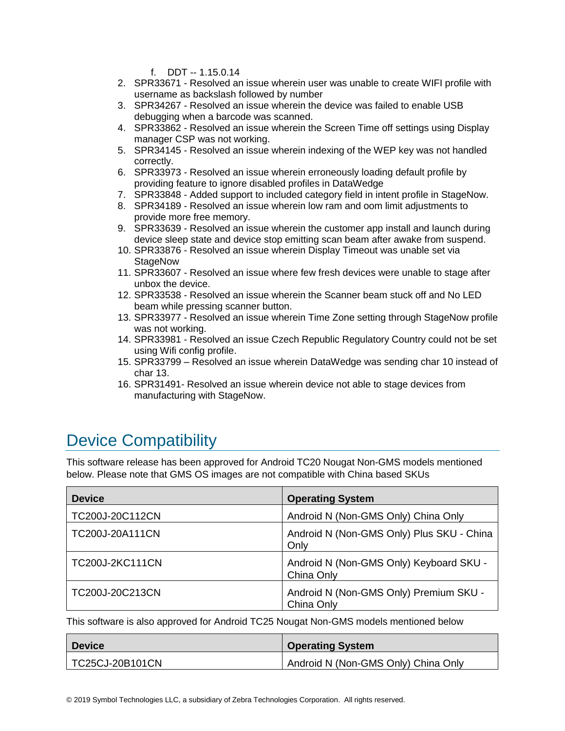f. DDT -- 1.15.0.14

2. SPR33671 - Resolved an issue wherein user was unable to create WIFI profile with username as backslash followed by number
3. SPR34267 - Resolved an issue wherein the device was failed to enable USB debugging when a barcode was scanned.
4. SPR33862 - Resolved an issue wherein the Screen Time off settings using Display manager CSP was not working.
5. SPR34145 - Resolved an issue wherein indexing of the WEP key was not handled correctly.
6. SPR33973 - Resolved an issue wherein erroneously loading default profile by providing feature to ignore disabled profiles in DataWedge
7. SPR33848 - Added support to included category field in intent profile in StageNow.
8. SPR34189 - Resolved an issue wherein low ram and oom limit adjustments to provide more free memory.
9. SPR33639 - Resolved an issue wherein the customer app install and launch during device sleep state and device stop emitting scan beam after awake from suspend.
10. SPR33876 - Resolved an issue wherein Display Timeout was unable set via StageNow
11. SPR33607 - Resolved an issue where few fresh devices were unable to stage after unbox the device.
12. SPR33538 - Resolved an issue wherein the Scanner beam stuck off and No LED beam while pressing scanner button.
13. SPR33977 - Resolved an issue wherein Time Zone setting through StageNow profile was not working.
14. SPR33981 - Resolved an issue Czech Republic Regulatory Country could not be set using Wifi config profile.
15. SPR33799 – Resolved an issue wherein DataWedge was sending char 10 instead of char 13.
16. SPR31491- Resolved an issue wherein device not able to stage devices from manufacturing with StageNow.

# Device Compatibility

This software release has been approved for Android TC20 Nougat Non-GMS models mentioned below. Please note that GMS OS images are not compatible with China based SKUs

| Device | Operating System |
|---|---|
| TC200J-20C112CN | Android N (Non-GMS Only) China Only |
| TC200J-20A111CN | Android N (Non-GMS Only) Plus SKU - China Only |
| TC200J-2KC111CN | Android N (Non-GMS Only) Keyboard SKU - China Only |
| TC200J-20C213CN | Android N (Non-GMS Only) Premium SKU - China Only |

This software is also approved for Android TC25 Nougat Non-GMS models mentioned below

| Device | Operating System |
|---|---|
| TC25CJ-20B101CN | Android N (Non-GMS Only) China Only |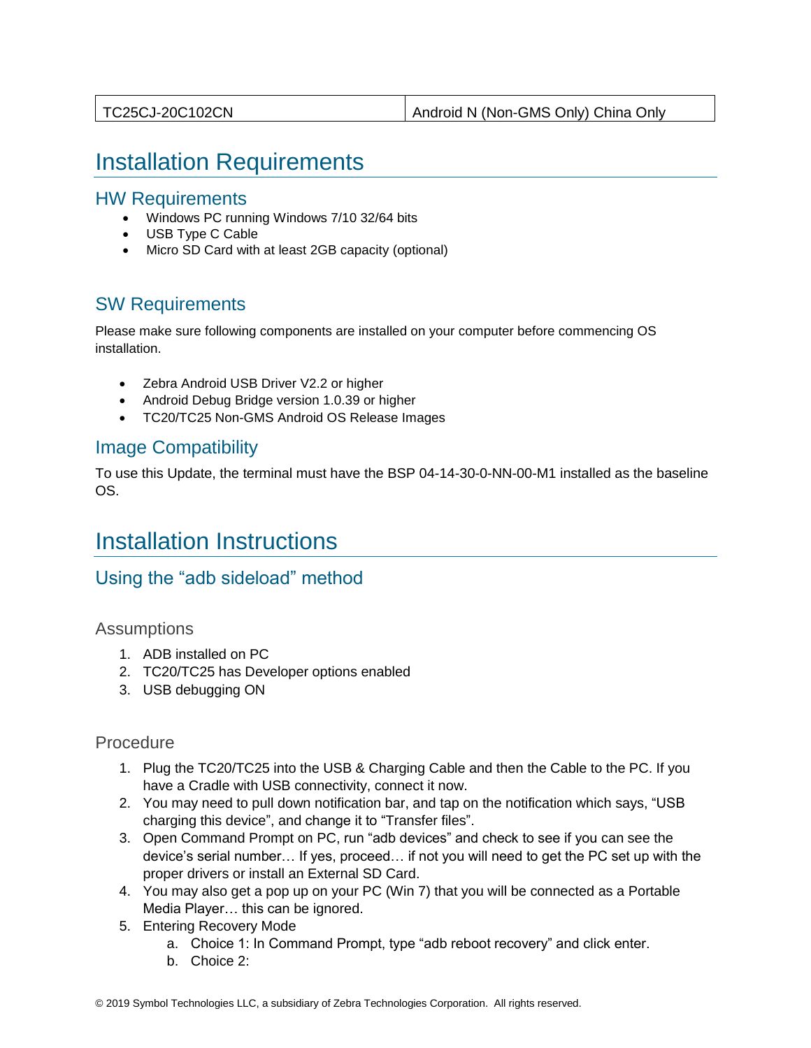| TC25CJ-20C102CN | Android N (Non-GMS Only) China Only |
| --- | --- |

# Installation Requirements

## HW Requirements

- Windows PC running Windows 7/10 32/64 bits
- USB Type C Cable
- Micro SD Card with at least 2GB capacity (optional)

## SW Requirements

Please make sure following components are installed on your computer before commencing OS installation.

- Zebra Android USB Driver V2.2 or higher
- Android Debug Bridge version 1.0.39 or higher
- TC20/TC25 Non-GMS Android OS Release Images

## Image Compatibility

To use this Update, the terminal must have the BSP 04-14-30-0-NN-00-M1 installed as the baseline OS.

# Installation Instructions

## Using the "adb sideload" method

### Assumptions

1. ADB installed on PC
2. TC20/TC25 has Developer options enabled
3. USB debugging ON

### Procedure

1. Plug the TC20/TC25 into the USB & Charging Cable and then the Cable to the PC. If you have a Cradle with USB connectivity, connect it now.
2. You may need to pull down notification bar, and tap on the notification which says, "USB charging this device", and change it to "Transfer files".
3. Open Command Prompt on PC, run "adb devices" and check to see if you can see the device's serial number… If yes, proceed… if not you will need to get the PC set up with the proper drivers or install an External SD Card.
4. You may also get a pop up on your PC (Win 7) that you will be connected as a Portable Media Player… this can be ignored.
5. Entering Recovery Mode
    a. Choice 1: In Command Prompt, type "adb reboot recovery" and click enter.
    b. Choice 2: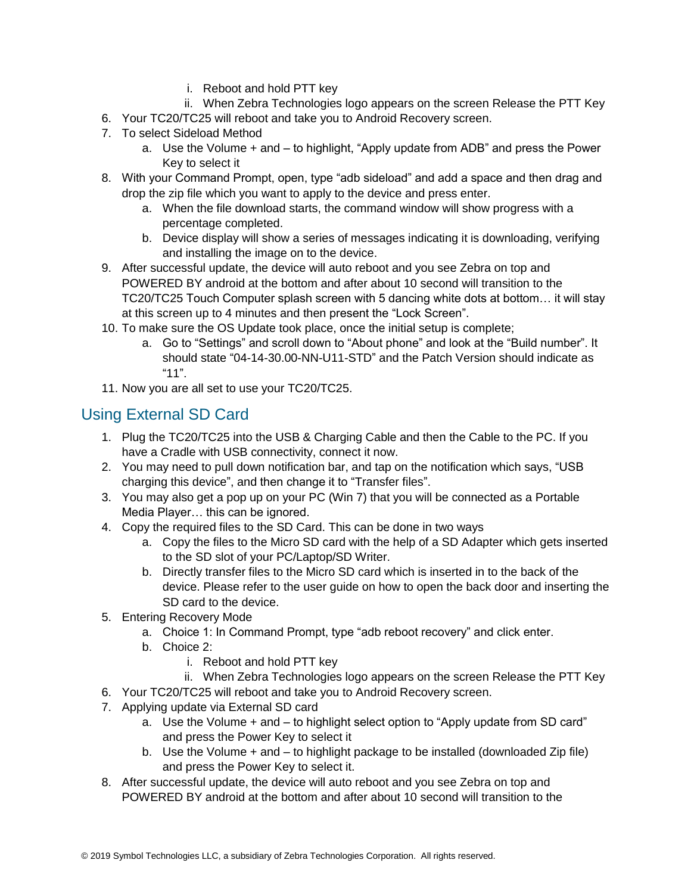- i. Reboot and hold PTT key
   - ii. When Zebra Technologies logo appears on the screen Release the PTT Key
6. Your TC20/TC25 will reboot and take you to Android Recovery screen.
7. To select Sideload Method
   - a. Use the Volume + and – to highlight, “Apply update from ADB” and press the Power Key to select it
8. With your Command Prompt, open, type “adb sideload” and add a space and then drag and drop the zip file which you want to apply to the device and press enter.
   - a. When the file download starts, the command window will show progress with a percentage completed.
   - b. Device display will show a series of messages indicating it is downloading, verifying and installing the image on to the device.
9. After successful update, the device will auto reboot and you see Zebra on top and POWERED BY android at the bottom and after about 10 second will transition to the TC20/TC25 Touch Computer splash screen with 5 dancing white dots at bottom… it will stay at this screen up to 4 minutes and then present the “Lock Screen”.
10. To make sure the OS Update took place, once the initial setup is complete;
    - a. Go to “Settings” and scroll down to “About phone” and look at the “Build number”. It should state “04-14-30.00-NN-U11-STD” and the Patch Version should indicate as “11”.
11. Now you are all set to use your TC20/TC25.

## Using External SD Card

1. Plug the TC20/TC25 into the USB & Charging Cable and then the Cable to the PC. If you have a Cradle with USB connectivity, connect it now.
2. You may need to pull down notification bar, and tap on the notification which says, “USB charging this device”, and then change it to “Transfer files”.
3. You may also get a pop up on your PC (Win 7) that you will be connected as a Portable Media Player… this can be ignored.
4. Copy the required files to the SD Card. This can be done in two ways
   - a. Copy the files to the Micro SD card with the help of a SD Adapter which gets inserted to the SD slot of your PC/Laptop/SD Writer.
   - b. Directly transfer files to the Micro SD card which is inserted in to the back of the device. Please refer to the user guide on how to open the back door and inserting the SD card to the device.
5. Entering Recovery Mode
   - a. Choice 1: In Command Prompt, type “adb reboot recovery” and click enter.
   - b. Choice 2:
     - i. Reboot and hold PTT key
     - ii. When Zebra Technologies logo appears on the screen Release the PTT Key
6. Your TC20/TC25 will reboot and take you to Android Recovery screen.
7. Applying update via External SD card
   - a. Use the Volume + and – to highlight select option to “Apply update from SD card” and press the Power Key to select it
   - b. Use the Volume + and – to highlight package to be installed (downloaded Zip file) and press the Power Key to select it.
8. After successful update, the device will auto reboot and you see Zebra on top and POWERED BY android at the bottom and after about 10 second will transition to the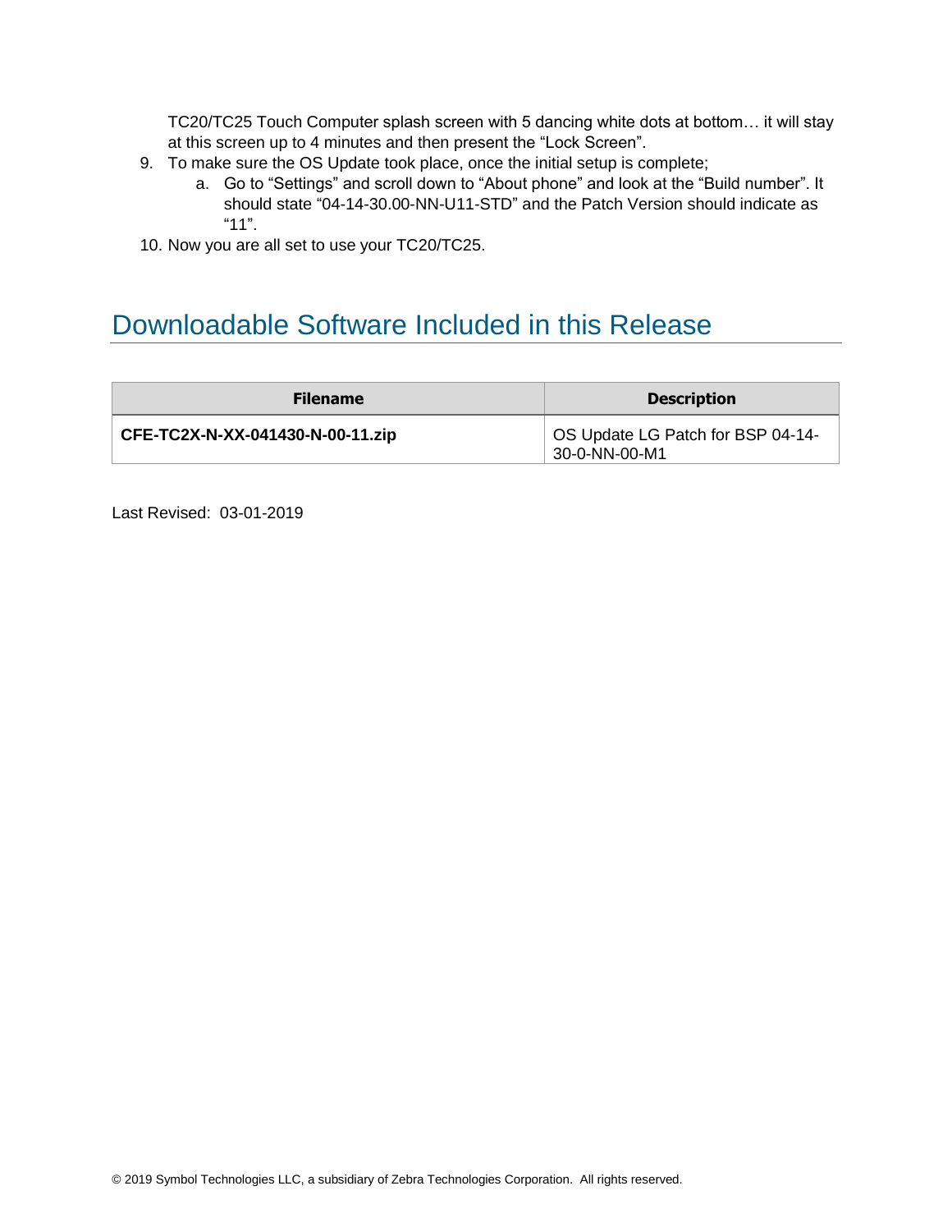TC20/TC25 Touch Computer splash screen with 5 dancing white dots at bottom… it will stay at this screen up to 4 minutes and then present the "Lock Screen".

9. To make sure the OS Update took place, once the initial setup is complete;
   a. Go to "Settings" and scroll down to "About phone" and look at the "Build number". It should state "04-14-30.00-NN-U11-STD" and the Patch Version should indicate as "11".
10. Now you are all set to use your TC20/TC25.

## Downloadable Software Included in this Release

| Filename | Description |
|---|---|
| **CFE-TC2X-N-XX-041430-N-00-11.zip** | OS Update LG Patch for BSP 04-14-30-0-NN-00-M1 |

Last Revised: 03-01-2019

© 2019 Symbol Technologies LLC, a subsidiary of Zebra Technologies Corporation. All rights reserved.